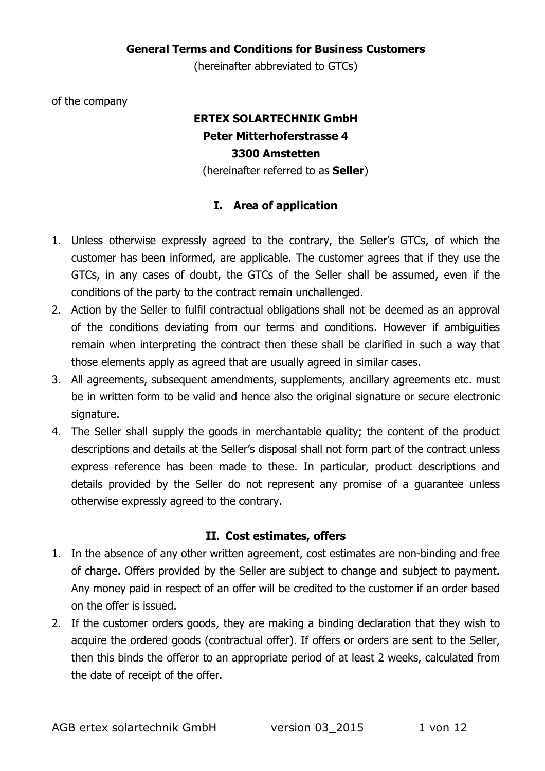# General Terms and Conditions for Business Customers

(hereinafter abbreviated to GTCs)

of the company

**ERTEX SOLARTECHNIK GmbH**
**Peter Mitterhoferstrasse 4**
**3300 Amstetten**
(hereinafter referred to as **Seller**)

## I. Area of application

1. Unless otherwise expressly agreed to the contrary, the Seller's GTCs, of which the customer has been informed, are applicable. The customer agrees that if they use the GTCs, in any cases of doubt, the GTCs of the Seller shall be assumed, even if the conditions of the party to the contract remain unchallenged.
2. Action by the Seller to fulfil contractual obligations shall not be deemed as an approval of the conditions deviating from our terms and conditions. However if ambiguities remain when interpreting the contract then these shall be clarified in such a way that those elements apply as agreed that are usually agreed in similar cases.
3. All agreements, subsequent amendments, supplements, ancillary agreements etc. must be in written form to be valid and hence also the original signature or secure electronic signature.
4. The Seller shall supply the goods in merchantable quality; the content of the product descriptions and details at the Seller's disposal shall not form part of the contract unless express reference has been made to these. In particular, product descriptions and details provided by the Seller do not represent any promise of a guarantee unless otherwise expressly agreed to the contrary.

## II. Cost estimates, offers

1. In the absence of any other written agreement, cost estimates are non-binding and free of charge. Offers provided by the Seller are subject to change and subject to payment. Any money paid in respect of an offer will be credited to the customer if an order based on the offer is issued.
2. If the customer orders goods, they are making a binding declaration that they wish to acquire the ordered goods (contractual offer). If offers or orders are sent to the Seller, then this binds the offeror to an appropriate period of at least 2 weeks, calculated from the date of receipt of the offer.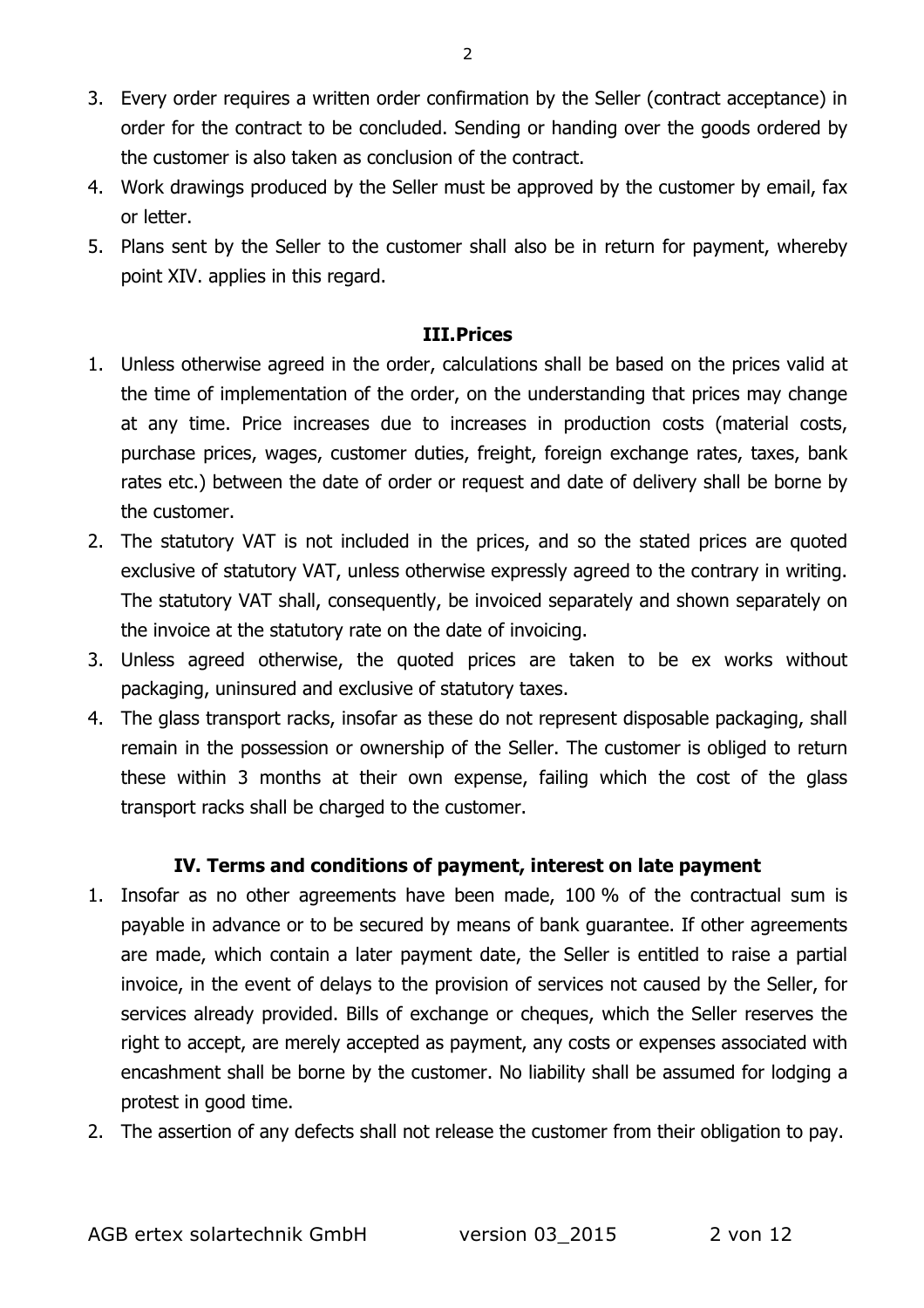3. Every order requires a written order confirmation by the Seller (contract acceptance) in order for the contract to be concluded. Sending or handing over the goods ordered by the customer is also taken as conclusion of the contract.
4. Work drawings produced by the Seller must be approved by the customer by email, fax or letter.
5. Plans sent by the Seller to the customer shall also be in return for payment, whereby point XIV. applies in this regard.

## III. Prices

1. Unless otherwise agreed in the order, calculations shall be based on the prices valid at the time of implementation of the order, on the understanding that prices may change at any time. Price increases due to increases in production costs (material costs, purchase prices, wages, customer duties, freight, foreign exchange rates, taxes, bank rates etc.) between the date of order or request and date of delivery shall be borne by the customer.
2. The statutory VAT is not included in the prices, and so the stated prices are quoted exclusive of statutory VAT, unless otherwise expressly agreed to the contrary in writing. The statutory VAT shall, consequently, be invoiced separately and shown separately on the invoice at the statutory rate on the date of invoicing.
3. Unless agreed otherwise, the quoted prices are taken to be ex works without packaging, uninsured and exclusive of statutory taxes.
4. The glass transport racks, insofar as these do not represent disposable packaging, shall remain in the possession or ownership of the Seller. The customer is obliged to return these within 3 months at their own expense, failing which the cost of the glass transport racks shall be charged to the customer.

## IV. Terms and conditions of payment, interest on late payment

1. Insofar as no other agreements have been made, 100 % of the contractual sum is payable in advance or to be secured by means of bank guarantee. If other agreements are made, which contain a later payment date, the Seller is entitled to raise a partial invoice, in the event of delays to the provision of services not caused by the Seller, for services already provided. Bills of exchange or cheques, which the Seller reserves the right to accept, are merely accepted as payment, any costs or expenses associated with encashment shall be borne by the customer. No liability shall be assumed for lodging a protest in good time.
2. The assertion of any defects shall not release the customer from their obligation to pay.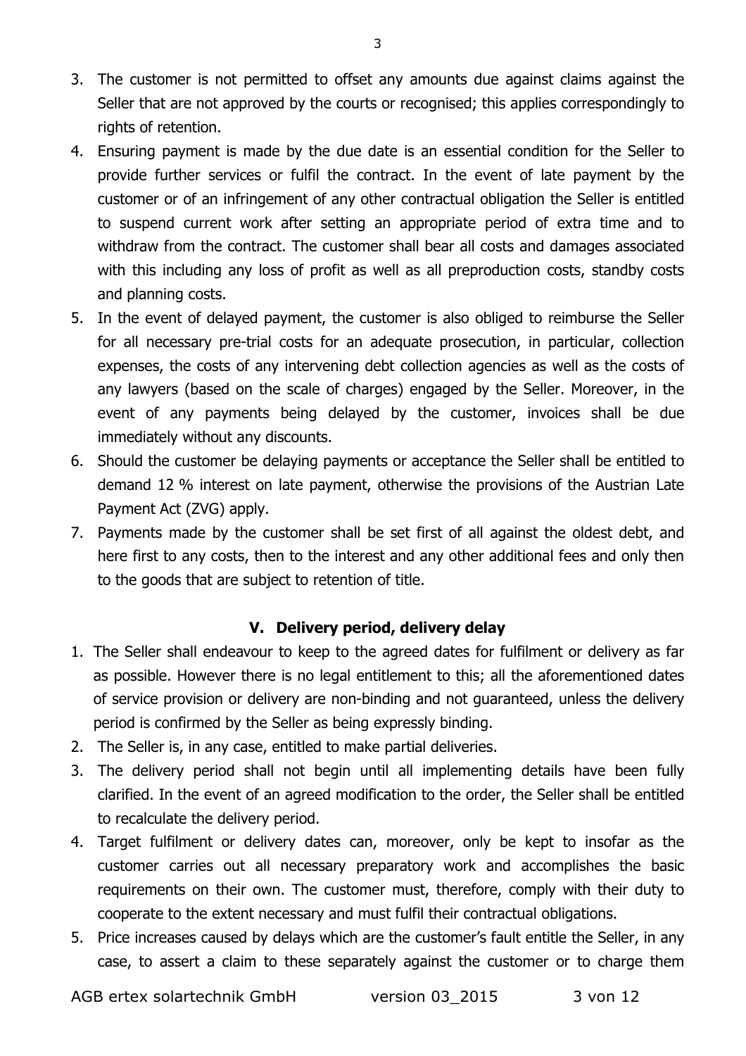3. The customer is not permitted to offset any amounts due against claims against the Seller that are not approved by the courts or recognised; this applies correspondingly to rights of retention.
4. Ensuring payment is made by the due date is an essential condition for the Seller to provide further services or fulfil the contract. In the event of late payment by the customer or of an infringement of any other contractual obligation the Seller is entitled to suspend current work after setting an appropriate period of extra time and to withdraw from the contract. The customer shall bear all costs and damages associated with this including any loss of profit as well as all preproduction costs, standby costs and planning costs.
5. In the event of delayed payment, the customer is also obliged to reimburse the Seller for all necessary pre-trial costs for an adequate prosecution, in particular, collection expenses, the costs of any intervening debt collection agencies as well as the costs of any lawyers (based on the scale of charges) engaged by the Seller. Moreover, in the event of any payments being delayed by the customer, invoices shall be due immediately without any discounts.
6. Should the customer be delaying payments or acceptance the Seller shall be entitled to demand 12 % interest on late payment, otherwise the provisions of the Austrian Late Payment Act (ZVG) apply.
7. Payments made by the customer shall be set first of all against the oldest debt, and here first to any costs, then to the interest and any other additional fees and only then to the goods that are subject to retention of title.

## V. Delivery period, delivery delay

1. The Seller shall endeavour to keep to the agreed dates for fulfilment or delivery as far as possible. However there is no legal entitlement to this; all the aforementioned dates of service provision or delivery are non-binding and not guaranteed, unless the delivery period is confirmed by the Seller as being expressly binding.
2. The Seller is, in any case, entitled to make partial deliveries.
3. The delivery period shall not begin until all implementing details have been fully clarified. In the event of an agreed modification to the order, the Seller shall be entitled to recalculate the delivery period.
4. Target fulfilment or delivery dates can, moreover, only be kept to insofar as the customer carries out all necessary preparatory work and accomplishes the basic requirements on their own. The customer must, therefore, comply with their duty to cooperate to the extent necessary and must fulfil their contractual obligations.
5. Price increases caused by delays which are the customer's fault entitle the Seller, in any case, to assert a claim to these separately against the customer or to charge them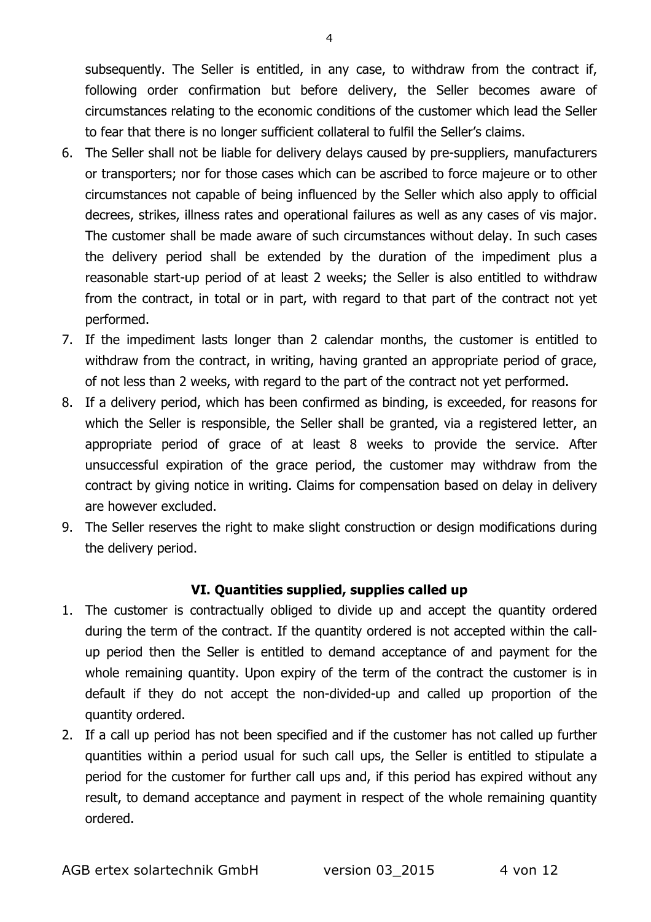subsequently. The Seller is entitled, in any case, to withdraw from the contract if, following order confirmation but before delivery, the Seller becomes aware of circumstances relating to the economic conditions of the customer which lead the Seller to fear that there is no longer sufficient collateral to fulfil the Seller's claims.

6. The Seller shall not be liable for delivery delays caused by pre-suppliers, manufacturers or transporters; nor for those cases which can be ascribed to force majeure or to other circumstances not capable of being influenced by the Seller which also apply to official decrees, strikes, illness rates and operational failures as well as any cases of vis major. The customer shall be made aware of such circumstances without delay. In such cases the delivery period shall be extended by the duration of the impediment plus a reasonable start-up period of at least 2 weeks; the Seller is also entitled to withdraw from the contract, in total or in part, with regard to that part of the contract not yet performed.
7. If the impediment lasts longer than 2 calendar months, the customer is entitled to withdraw from the contract, in writing, having granted an appropriate period of grace, of not less than 2 weeks, with regard to the part of the contract not yet performed.
8. If a delivery period, which has been confirmed as binding, is exceeded, for reasons for which the Seller is responsible, the Seller shall be granted, via a registered letter, an appropriate period of grace of at least 8 weeks to provide the service. After unsuccessful expiration of the grace period, the customer may withdraw from the contract by giving notice in writing. Claims for compensation based on delay in delivery are however excluded.
9. The Seller reserves the right to make slight construction or design modifications during the delivery period.

## VI. Quantities supplied, supplies called up

1. The customer is contractually obliged to divide up and accept the quantity ordered during the term of the contract. If the quantity ordered is not accepted within the call-up period then the Seller is entitled to demand acceptance of and payment for the whole remaining quantity. Upon expiry of the term of the contract the customer is in default if they do not accept the non-divided-up and called up proportion of the quantity ordered.
2. If a call up period has not been specified and if the customer has not called up further quantities within a period usual for such call ups, the Seller is entitled to stipulate a period for the customer for further call ups and, if this period has expired without any result, to demand acceptance and payment in respect of the whole remaining quantity ordered.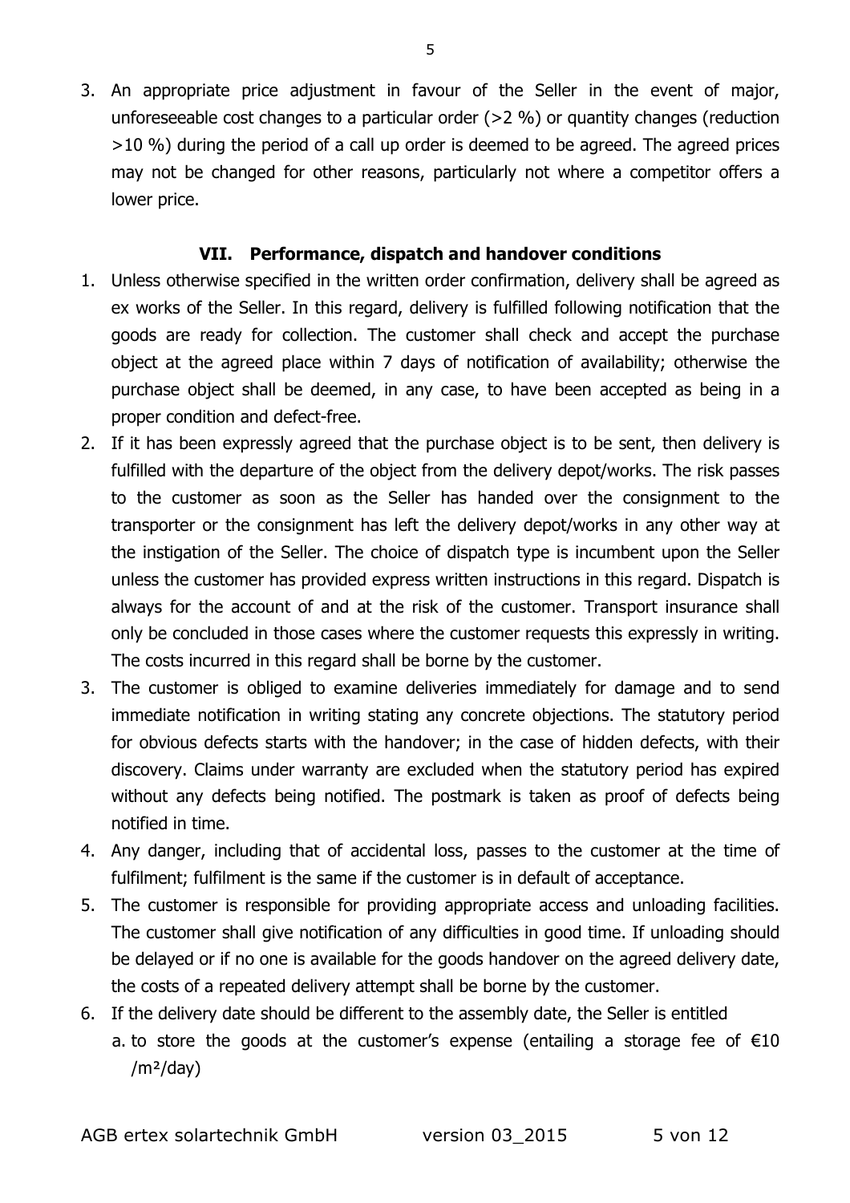3. An appropriate price adjustment in favour of the Seller in the event of major, unforeseeable cost changes to a particular order (>2 %) or quantity changes (reduction >10 %) during the period of a call up order is deemed to be agreed. The agreed prices may not be changed for other reasons, particularly not where a competitor offers a lower price.

## VII. Performance, dispatch and handover conditions

1. Unless otherwise specified in the written order confirmation, delivery shall be agreed as ex works of the Seller. In this regard, delivery is fulfilled following notification that the goods are ready for collection. The customer shall check and accept the purchase object at the agreed place within 7 days of notification of availability; otherwise the purchase object shall be deemed, in any case, to have been accepted as being in a proper condition and defect-free.
2. If it has been expressly agreed that the purchase object is to be sent, then delivery is fulfilled with the departure of the object from the delivery depot/works. The risk passes to the customer as soon as the Seller has handed over the consignment to the transporter or the consignment has left the delivery depot/works in any other way at the instigation of the Seller. The choice of dispatch type is incumbent upon the Seller unless the customer has provided express written instructions in this regard. Dispatch is always for the account of and at the risk of the customer. Transport insurance shall only be concluded in those cases where the customer requests this expressly in writing. The costs incurred in this regard shall be borne by the customer.
3. The customer is obliged to examine deliveries immediately for damage and to send immediate notification in writing stating any concrete objections. The statutory period for obvious defects starts with the handover; in the case of hidden defects, with their discovery. Claims under warranty are excluded when the statutory period has expired without any defects being notified. The postmark is taken as proof of defects being notified in time.
4. Any danger, including that of accidental loss, passes to the customer at the time of fulfilment; fulfilment is the same if the customer is in default of acceptance.
5. The customer is responsible for providing appropriate access and unloading facilities. The customer shall give notification of any difficulties in good time. If unloading should be delayed or if no one is available for the goods handover on the agreed delivery date, the costs of a repeated delivery attempt shall be borne by the customer.
6. If the delivery date should be different to the assembly date, the Seller is entitled
   a. to store the goods at the customer's expense (entailing a storage fee of €10 /m²/day)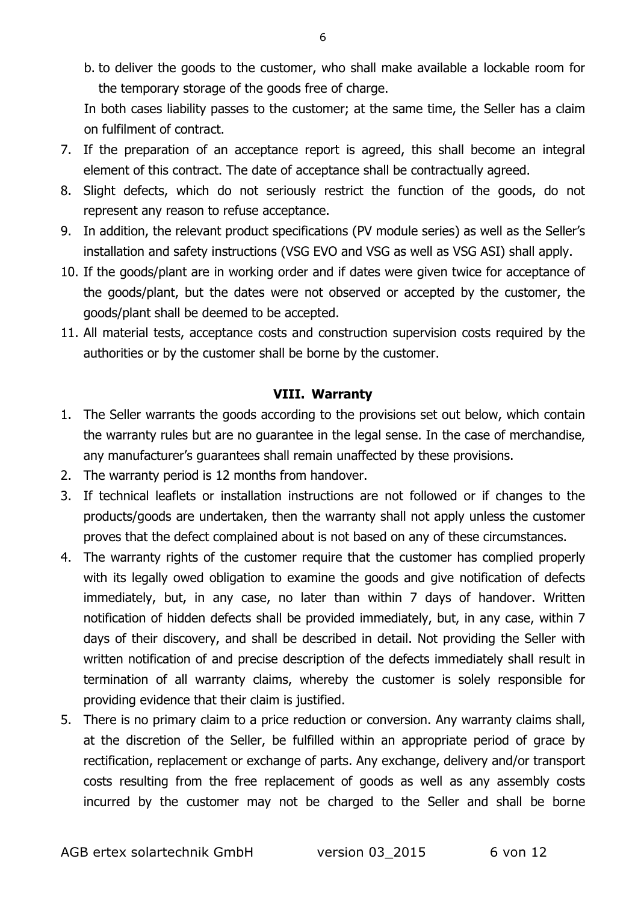b. to deliver the goods to the customer, who shall make available a lockable room for the temporary storage of the goods free of charge.

In both cases liability passes to the customer; at the same time, the Seller has a claim on fulfilment of contract.

7. If the preparation of an acceptance report is agreed, this shall become an integral element of this contract. The date of acceptance shall be contractually agreed.
8. Slight defects, which do not seriously restrict the function of the goods, do not represent any reason to refuse acceptance.
9. In addition, the relevant product specifications (PV module series) as well as the Seller's installation and safety instructions (VSG EVO and VSG as well as VSG ASI) shall apply.
10. If the goods/plant are in working order and if dates were given twice for acceptance of the goods/plant, but the dates were not observed or accepted by the customer, the goods/plant shall be deemed to be accepted.
11. All material tests, acceptance costs and construction supervision costs required by the authorities or by the customer shall be borne by the customer.

## VIII. Warranty

1. The Seller warrants the goods according to the provisions set out below, which contain the warranty rules but are no guarantee in the legal sense. In the case of merchandise, any manufacturer's guarantees shall remain unaffected by these provisions.
2. The warranty period is 12 months from handover.
3. If technical leaflets or installation instructions are not followed or if changes to the products/goods are undertaken, then the warranty shall not apply unless the customer proves that the defect complained about is not based on any of these circumstances.
4. The warranty rights of the customer require that the customer has complied properly with its legally owed obligation to examine the goods and give notification of defects immediately, but, in any case, no later than within 7 days of handover. Written notification of hidden defects shall be provided immediately, but, in any case, within 7 days of their discovery, and shall be described in detail. Not providing the Seller with written notification of and precise description of the defects immediately shall result in termination of all warranty claims, whereby the customer is solely responsible for providing evidence that their claim is justified.
5. There is no primary claim to a price reduction or conversion. Any warranty claims shall, at the discretion of the Seller, be fulfilled within an appropriate period of grace by rectification, replacement or exchange of parts. Any exchange, delivery and/or transport costs resulting from the free replacement of goods as well as any assembly costs incurred by the customer may not be charged to the Seller and shall be borne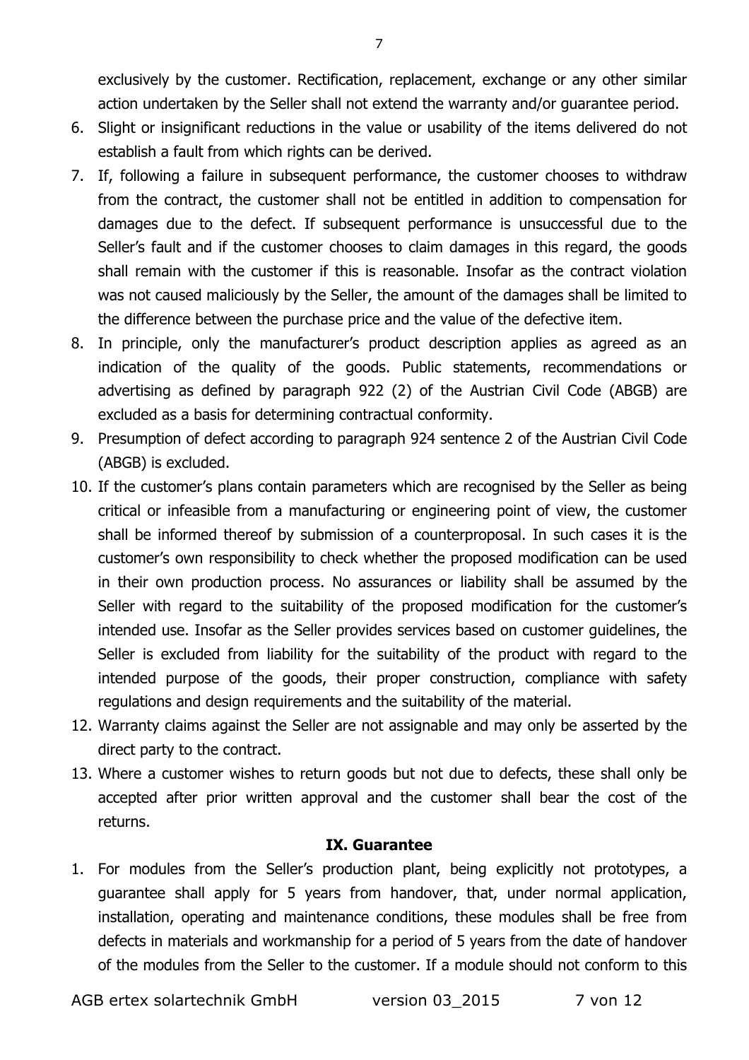exclusively by the customer. Rectification, replacement, exchange or any other similar action undertaken by the Seller shall not extend the warranty and/or guarantee period.

6. Slight or insignificant reductions in the value or usability of the items delivered do not establish a fault from which rights can be derived.
7. If, following a failure in subsequent performance, the customer chooses to withdraw from the contract, the customer shall not be entitled in addition to compensation for damages due to the defect. If subsequent performance is unsuccessful due to the Seller's fault and if the customer chooses to claim damages in this regard, the goods shall remain with the customer if this is reasonable. Insofar as the contract violation was not caused maliciously by the Seller, the amount of the damages shall be limited to the difference between the purchase price and the value of the defective item.
8. In principle, only the manufacturer's product description applies as agreed as an indication of the quality of the goods. Public statements, recommendations or advertising as defined by paragraph 922 (2) of the Austrian Civil Code (ABGB) are excluded as a basis for determining contractual conformity.
9. Presumption of defect according to paragraph 924 sentence 2 of the Austrian Civil Code (ABGB) is excluded.
10. If the customer's plans contain parameters which are recognised by the Seller as being critical or infeasible from a manufacturing or engineering point of view, the customer shall be informed thereof by submission of a counterproposal. In such cases it is the customer's own responsibility to check whether the proposed modification can be used in their own production process. No assurances or liability shall be assumed by the Seller with regard to the suitability of the proposed modification for the customer's intended use. Insofar as the Seller provides services based on customer guidelines, the Seller is excluded from liability for the suitability of the product with regard to the intended purpose of the goods, their proper construction, compliance with safety regulations and design requirements and the suitability of the material.
12. Warranty claims against the Seller are not assignable and may only be asserted by the direct party to the contract.
13. Where a customer wishes to return goods but not due to defects, these shall only be accepted after prior written approval and the customer shall bear the cost of the returns.

## IX. Guarantee

1. For modules from the Seller's production plant, being explicitly not prototypes, a guarantee shall apply for 5 years from handover, that, under normal application, installation, operating and maintenance conditions, these modules shall be free from defects in materials and workmanship for a period of 5 years from the date of handover of the modules from the Seller to the customer. If a module should not conform to this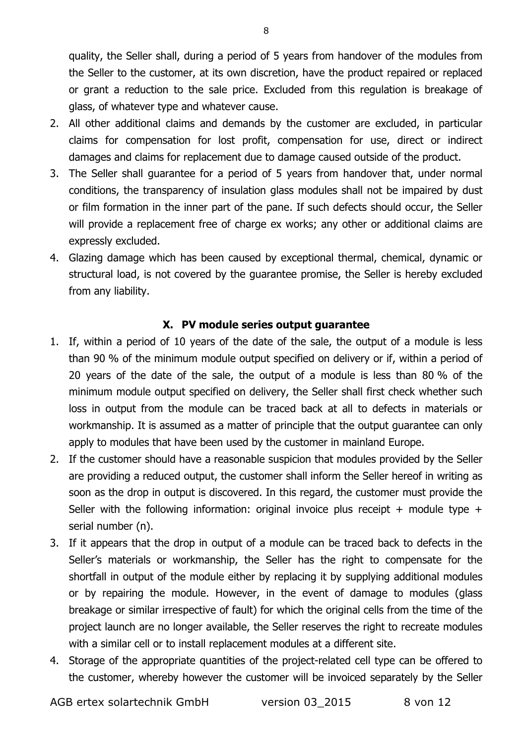quality, the Seller shall, during a period of 5 years from handover of the modules from the Seller to the customer, at its own discretion, have the product repaired or replaced or grant a reduction to the sale price. Excluded from this regulation is breakage of glass, of whatever type and whatever cause.

2. All other additional claims and demands by the customer are excluded, in particular claims for compensation for lost profit, compensation for use, direct or indirect damages and claims for replacement due to damage caused outside of the product.
3. The Seller shall guarantee for a period of 5 years from handover that, under normal conditions, the transparency of insulation glass modules shall not be impaired by dust or film formation in the inner part of the pane. If such defects should occur, the Seller will provide a replacement free of charge ex works; any other or additional claims are expressly excluded.
4. Glazing damage which has been caused by exceptional thermal, chemical, dynamic or structural load, is not covered by the guarantee promise, the Seller is hereby excluded from any liability.

## X. PV module series output guarantee

1. If, within a period of 10 years of the date of the sale, the output of a module is less than 90 % of the minimum module output specified on delivery or if, within a period of 20 years of the date of the sale, the output of a module is less than 80 % of the minimum module output specified on delivery, the Seller shall first check whether such loss in output from the module can be traced back at all to defects in materials or workmanship. It is assumed as a matter of principle that the output guarantee can only apply to modules that have been used by the customer in mainland Europe.
2. If the customer should have a reasonable suspicion that modules provided by the Seller are providing a reduced output, the customer shall inform the Seller hereof in writing as soon as the drop in output is discovered. In this regard, the customer must provide the Seller with the following information: original invoice plus receipt + module type + serial number (n).
3. If it appears that the drop in output of a module can be traced back to defects in the Seller's materials or workmanship, the Seller has the right to compensate for the shortfall in output of the module either by replacing it by supplying additional modules or by repairing the module. However, in the event of damage to modules (glass breakage or similar irrespective of fault) for which the original cells from the time of the project launch are no longer available, the Seller reserves the right to recreate modules with a similar cell or to install replacement modules at a different site.
4. Storage of the appropriate quantities of the project-related cell type can be offered to the customer, whereby however the customer will be invoiced separately by the Seller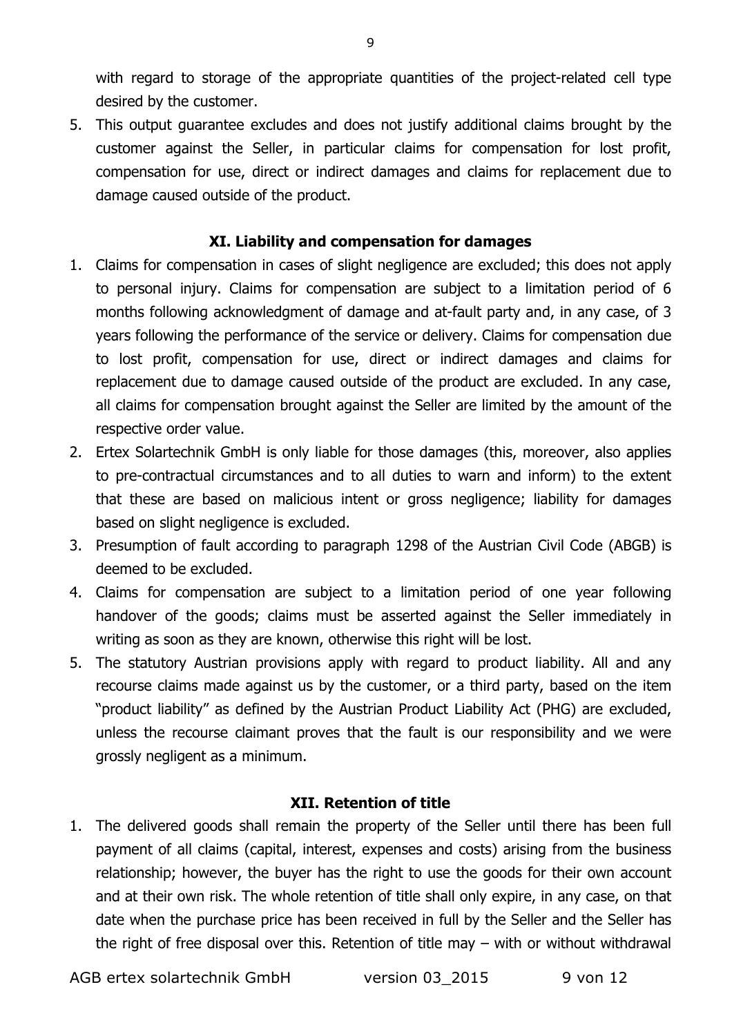with regard to storage of the appropriate quantities of the project-related cell type desired by the customer.

5. This output guarantee excludes and does not justify additional claims brought by the customer against the Seller, in particular claims for compensation for lost profit, compensation for use, direct or indirect damages and claims for replacement due to damage caused outside of the product.

## XI. Liability and compensation for damages

1. Claims for compensation in cases of slight negligence are excluded; this does not apply to personal injury. Claims for compensation are subject to a limitation period of 6 months following acknowledgment of damage and at-fault party and, in any case, of 3 years following the performance of the service or delivery. Claims for compensation due to lost profit, compensation for use, direct or indirect damages and claims for replacement due to damage caused outside of the product are excluded. In any case, all claims for compensation brought against the Seller are limited by the amount of the respective order value.
2. Ertex Solartechnik GmbH is only liable for those damages (this, moreover, also applies to pre-contractual circumstances and to all duties to warn and inform) to the extent that these are based on malicious intent or gross negligence; liability for damages based on slight negligence is excluded.
3. Presumption of fault according to paragraph 1298 of the Austrian Civil Code (ABGB) is deemed to be excluded.
4. Claims for compensation are subject to a limitation period of one year following handover of the goods; claims must be asserted against the Seller immediately in writing as soon as they are known, otherwise this right will be lost.
5. The statutory Austrian provisions apply with regard to product liability. All and any recourse claims made against us by the customer, or a third party, based on the item "product liability" as defined by the Austrian Product Liability Act (PHG) are excluded, unless the recourse claimant proves that the fault is our responsibility and we were grossly negligent as a minimum.

## XII. Retention of title

1. The delivered goods shall remain the property of the Seller until there has been full payment of all claims (capital, interest, expenses and costs) arising from the business relationship; however, the buyer has the right to use the goods for their own account and at their own risk. The whole retention of title shall only expire, in any case, on that date when the purchase price has been received in full by the Seller and the Seller has the right of free disposal over this. Retention of title may – with or without withdrawal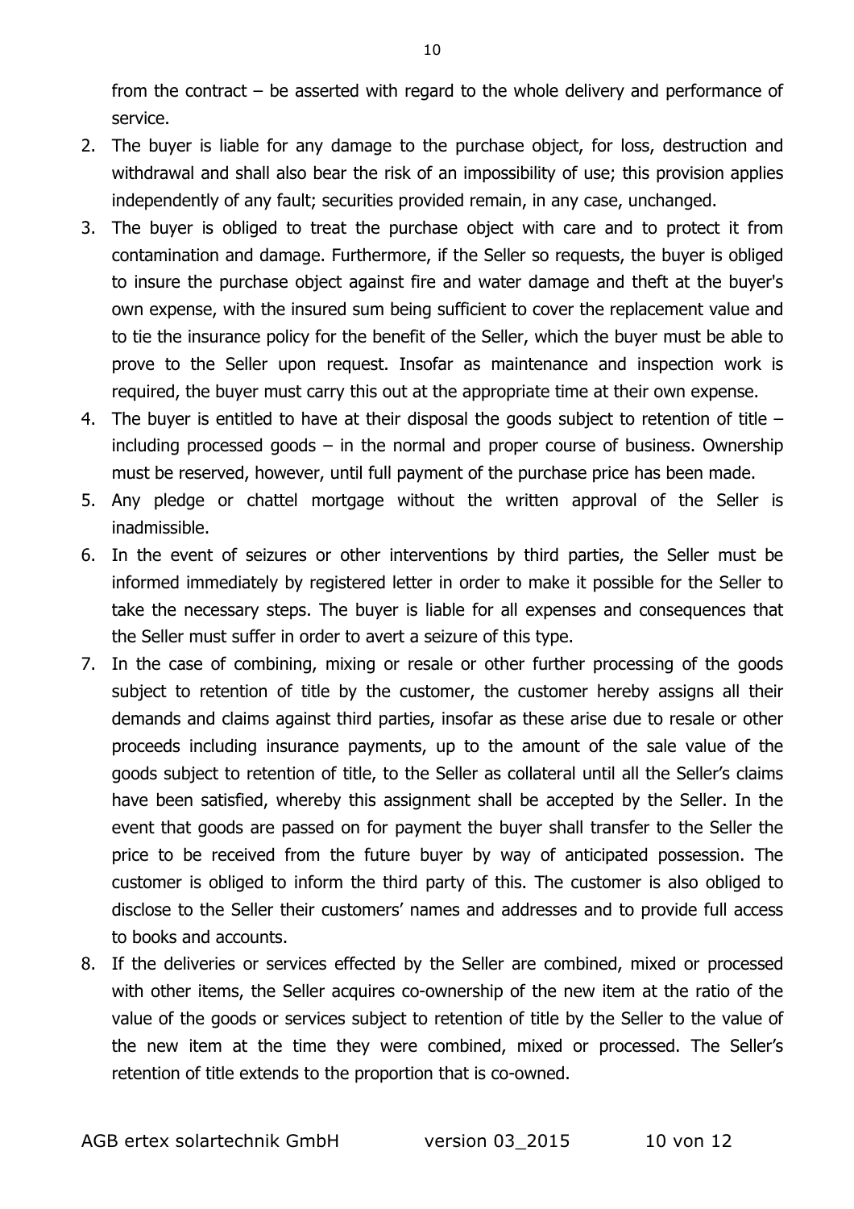from the contract – be asserted with regard to the whole delivery and performance of service.

2. The buyer is liable for any damage to the purchase object, for loss, destruction and withdrawal and shall also bear the risk of an impossibility of use; this provision applies independently of any fault; securities provided remain, in any case, unchanged.
3. The buyer is obliged to treat the purchase object with care and to protect it from contamination and damage. Furthermore, if the Seller so requests, the buyer is obliged to insure the purchase object against fire and water damage and theft at the buyer's own expense, with the insured sum being sufficient to cover the replacement value and to tie the insurance policy for the benefit of the Seller, which the buyer must be able to prove to the Seller upon request. Insofar as maintenance and inspection work is required, the buyer must carry this out at the appropriate time at their own expense.
4. The buyer is entitled to have at their disposal the goods subject to retention of title – including processed goods – in the normal and proper course of business. Ownership must be reserved, however, until full payment of the purchase price has been made.
5. Any pledge or chattel mortgage without the written approval of the Seller is inadmissible.
6. In the event of seizures or other interventions by third parties, the Seller must be informed immediately by registered letter in order to make it possible for the Seller to take the necessary steps. The buyer is liable for all expenses and consequences that the Seller must suffer in order to avert a seizure of this type.
7. In the case of combining, mixing or resale or other further processing of the goods subject to retention of title by the customer, the customer hereby assigns all their demands and claims against third parties, insofar as these arise due to resale or other proceeds including insurance payments, up to the amount of the sale value of the goods subject to retention of title, to the Seller as collateral until all the Seller's claims have been satisfied, whereby this assignment shall be accepted by the Seller. In the event that goods are passed on for payment the buyer shall transfer to the Seller the price to be received from the future buyer by way of anticipated possession. The customer is obliged to inform the third party of this. The customer is also obliged to disclose to the Seller their customers' names and addresses and to provide full access to books and accounts.
8. If the deliveries or services effected by the Seller are combined, mixed or processed with other items, the Seller acquires co-ownership of the new item at the ratio of the value of the goods or services subject to retention of title by the Seller to the value of the new item at the time they were combined, mixed or processed. The Seller's retention of title extends to the proportion that is co-owned.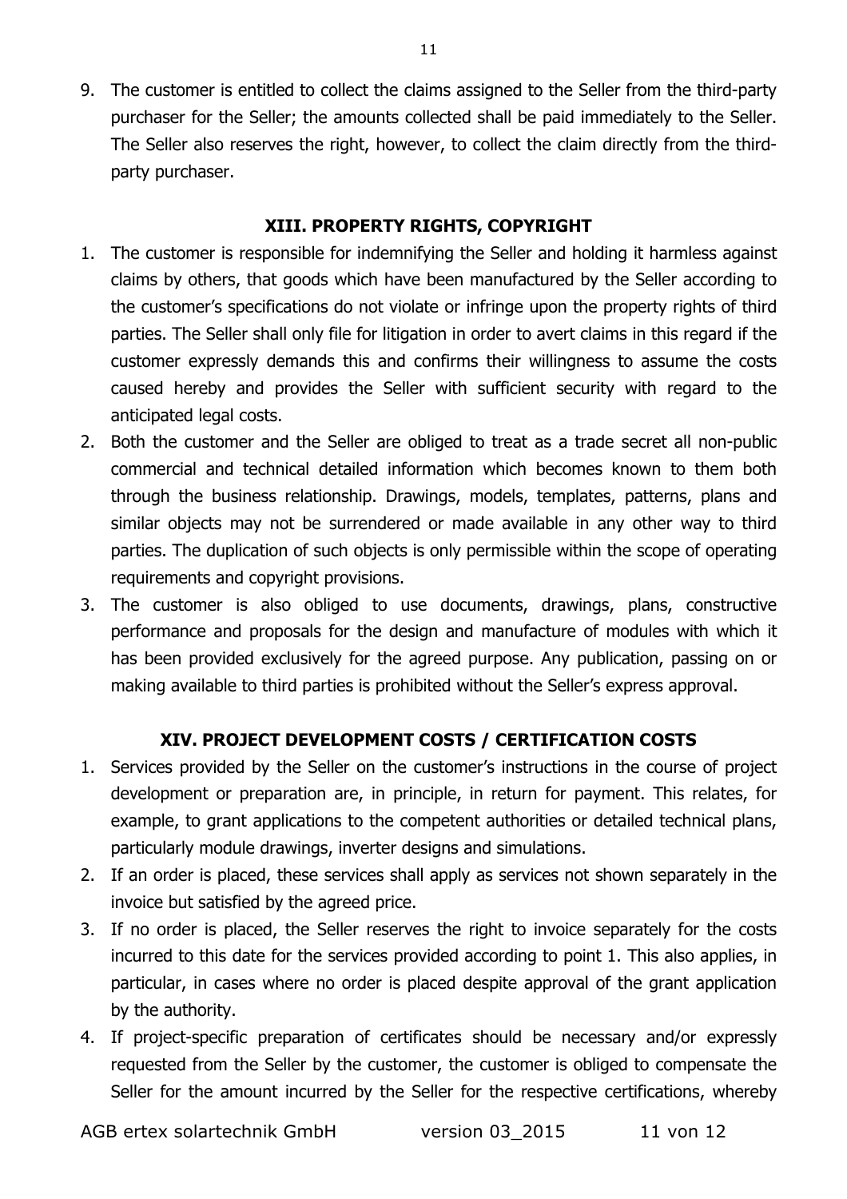9. The customer is entitled to collect the claims assigned to the Seller from the third-party purchaser for the Seller; the amounts collected shall be paid immediately to the Seller. The Seller also reserves the right, however, to collect the claim directly from the third-party purchaser.

## XIII. PROPERTY RIGHTS, COPYRIGHT

1. The customer is responsible for indemnifying the Seller and holding it harmless against claims by others, that goods which have been manufactured by the Seller according to the customer's specifications do not violate or infringe upon the property rights of third parties. The Seller shall only file for litigation in order to avert claims in this regard if the customer expressly demands this and confirms their willingness to assume the costs caused hereby and provides the Seller with sufficient security with regard to the anticipated legal costs.
2. Both the customer and the Seller are obliged to treat as a trade secret all non-public commercial and technical detailed information which becomes known to them both through the business relationship. Drawings, models, templates, patterns, plans and similar objects may not be surrendered or made available in any other way to third parties. The duplication of such objects is only permissible within the scope of operating requirements and copyright provisions.
3. The customer is also obliged to use documents, drawings, plans, constructive performance and proposals for the design and manufacture of modules with which it has been provided exclusively for the agreed purpose. Any publication, passing on or making available to third parties is prohibited without the Seller's express approval.

## XIV. PROJECT DEVELOPMENT COSTS / CERTIFICATION COSTS

1. Services provided by the Seller on the customer's instructions in the course of project development or preparation are, in principle, in return for payment. This relates, for example, to grant applications to the competent authorities or detailed technical plans, particularly module drawings, inverter designs and simulations.
2. If an order is placed, these services shall apply as services not shown separately in the invoice but satisfied by the agreed price.
3. If no order is placed, the Seller reserves the right to invoice separately for the costs incurred to this date for the services provided according to point 1. This also applies, in particular, in cases where no order is placed despite approval of the grant application by the authority.
4. If project-specific preparation of certificates should be necessary and/or expressly requested from the Seller by the customer, the customer is obliged to compensate the Seller for the amount incurred by the Seller for the respective certifications, whereby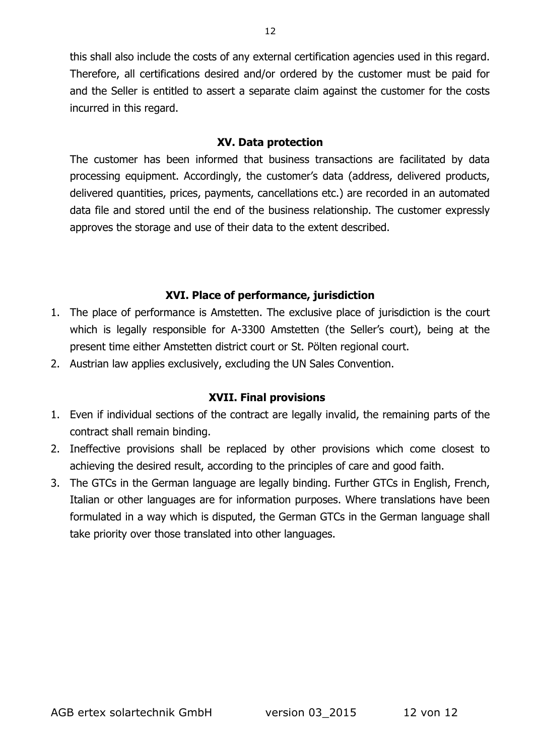this shall also include the costs of any external certification agencies used in this regard. Therefore, all certifications desired and/or ordered by the customer must be paid for and the Seller is entitled to assert a separate claim against the customer for the costs incurred in this regard.

## XV. Data protection

The customer has been informed that business transactions are facilitated by data processing equipment. Accordingly, the customer's data (address, delivered products, delivered quantities, prices, payments, cancellations etc.) are recorded in an automated data file and stored until the end of the business relationship. The customer expressly approves the storage and use of their data to the extent described.

## XVI. Place of performance, jurisdiction

1. The place of performance is Amstetten. The exclusive place of jurisdiction is the court which is legally responsible for A-3300 Amstetten (the Seller's court), being at the present time either Amstetten district court or St. Pölten regional court.
2. Austrian law applies exclusively, excluding the UN Sales Convention.

## XVII. Final provisions

1. Even if individual sections of the contract are legally invalid, the remaining parts of the contract shall remain binding.
2. Ineffective provisions shall be replaced by other provisions which come closest to achieving the desired result, according to the principles of care and good faith.
3. The GTCs in the German language are legally binding. Further GTCs in English, French, Italian or other languages are for information purposes. Where translations have been formulated in a way which is disputed, the German GTCs in the German language shall take priority over those translated into other languages.